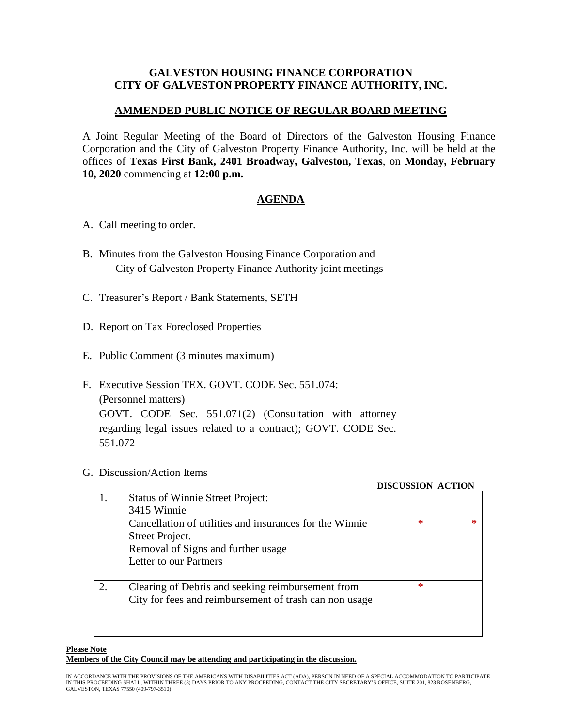# GALVESTON HOUSING FINANCE CORPORATION
# CITY OF GALVESTON PROPERTY FINANCE AUTHORITY, INC.

## AMMENDED PUBLIC NOTICE OF REGULAR BOARD MEETING

A Joint Regular Meeting of the Board of Directors of the Galveston Housing Finance Corporation and the City of Galveston Property Finance Authority, Inc. will be held at the offices of **Texas First Bank, 2401 Broadway, Galveston, Texas**, on **Monday, February 10, 2020** commencing at **12:00 p.m.**

## AGENDA

A. Call meeting to order.

B. Minutes from the Galveston Housing Finance Corporation and City of Galveston Property Finance Authority joint meetings

C. Treasurer's Report / Bank Statements, SETH

D. Report on Tax Foreclosed Properties

E. Public Comment (3 minutes maximum)

F. Executive Session TEX. GOVT. CODE Sec. 551.074: (Personnel matters) GOVT. CODE Sec. 551.071(2) (Consultation with attorney regarding legal issues related to a contract); GOVT. CODE Sec. 551.072

G. Discussion/Action Items

| | | DISCUSSION | ACTION |
|---|---|---|---|
| 1. | Status of Winnie Street Project:<br>3415 Winnie<br>Cancellation of utilities and insurances for the Winnie Street Project.<br>Removal of Signs and further usage<br>Letter to our Partners | * | * |
| 2. | Clearing of Debris and seeking reimbursement from City for fees and reimbursement of trash can non usage | * | |

**Please Note**
**Members of the City Council may be attending and participating in the discussion.**

IN ACCORDANCE WITH THE PROVISIONS OF THE AMERICANS WITH DISABILITIES ACT (ADA), PERSON IN NEED OF A SPECIAL ACCOMMODATION TO PARTICIPATE IN THIS PROCEEDING SHALL, WITHIN THREE (3) DAYS PRIOR TO ANY PROCEEDING, CONTACT THE CITY SECRETARY'S OFFICE, SUITE 201, 823 ROSENBERG, GALVESTON, TEXAS 77550 (409-797-3510)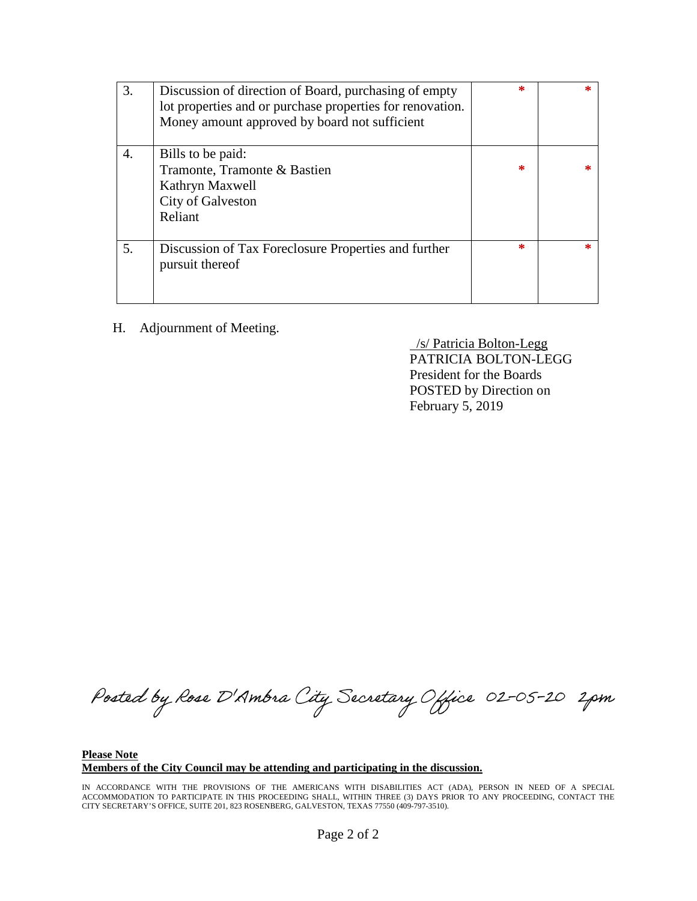| | | | |
|---|---|---|---|
| 3. | Discussion of direction of Board, purchasing of empty lot properties and or purchase properties for renovation. Money amount approved by board not sufficient | * | * |
| 4. | Bills to be paid:<br>Tramonte, Tramonte & Bastien<br>Kathryn Maxwell<br>City of Galveston<br>Reliant | * | * |
| 5. | Discussion of Tax Foreclosure Properties and further pursuit thereof | * | * |

H. Adjournment of Meeting.

/s/ Patricia Bolton-Legg
PATRICIA BOLTON-LEGG
President for the Boards
POSTED by Direction on
February 5, 2019

*Posted by Rose D'Ambra City Secretary Office 02-05-20 2pm*

**Please Note**
**Members of the City Council may be attending and participating in the discussion.**

IN ACCORDANCE WITH THE PROVISIONS OF THE AMERICANS WITH DISABILITIES ACT (ADA), PERSON IN NEED OF A SPECIAL ACCOMMODATION TO PARTICIPATE IN THIS PROCEEDING SHALL, WITHIN THREE (3) DAYS PRIOR TO ANY PROCEEDING, CONTACT THE CITY SECRETARY'S OFFICE, SUITE 201, 823 ROSENBERG, GALVESTON, TEXAS 77550 (409-797-3510).